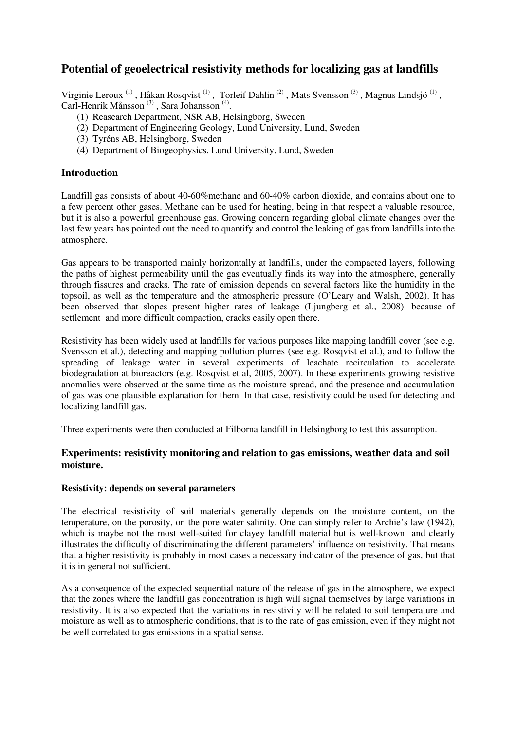# Potential of geoelectrical resistivity methods for localizing gas at landfills

Virginie Leroux [1] , Håkan Rosqvist [1] , Torleif Dahlin [2] , Mats Svensson [3] , Magnus Lindsjö [1] , Carl-Henrik Månsson [3] , Sara Johansson [4].

1. Reasearch Department, NSR AB, Helsingborg, Sweden
2. Department of Engineering Geology, Lund University, Lund, Sweden
3. Tyréns AB, Helsingborg, Sweden
4. Department of Biogeophysics, Lund University, Lund, Sweden

## Introduction

Landfill gas consists of about 40-60%methane and 60-40% carbon dioxide, and contains about one to a few percent other gases. Methane can be used for heating, being in that respect a valuable resource, but it is also a powerful greenhouse gas. Growing concern regarding global climate changes over the last few years has pointed out the need to quantify and control the leaking of gas from landfills into the atmosphere.

Gas appears to be transported mainly horizontally at landfills, under the compacted layers, following the paths of highest permeability until the gas eventually finds its way into the atmosphere, generally through fissures and cracks. The rate of emission depends on several factors like the humidity in the topsoil, as well as the temperature and the atmospheric pressure (O'Leary and Walsh, 2002). It has been observed that slopes present higher rates of leakage (Ljungberg et al., 2008): because of settlement and more difficult compaction, cracks easily open there.

Resistivity has been widely used at landfills for various purposes like mapping landfill cover (see e.g. Svensson et al.), detecting and mapping pollution plumes (see e.g. Rosqvist et al.), and to follow the spreading of leakage water in several experiments of leachate recirculation to accelerate biodegradation at bioreactors (e.g. Rosqvist et al, 2005, 2007). In these experiments growing resistive anomalies were observed at the same time as the moisture spread, and the presence and accumulation of gas was one plausible explanation for them. In that case, resistivity could be used for detecting and localizing landfill gas.

Three experiments were then conducted at Filborna landfill in Helsingborg to test this assumption.

## Experiments: resistivity monitoring and relation to gas emissions, weather data and soil moisture.

### Resistivity: depends on several parameters

The electrical resistivity of soil materials generally depends on the moisture content, on the temperature, on the porosity, on the pore water salinity. One can simply refer to Archie's law (1942), which is maybe not the most well-suited for clayey landfill material but is well-known and clearly illustrates the difficulty of discriminating the different parameters' influence on resistivity. That means that a higher resistivity is probably in most cases a necessary indicator of the presence of gas, but that it is in general not sufficient.

As a consequence of the expected sequential nature of the release of gas in the atmosphere, we expect that the zones where the landfill gas concentration is high will signal themselves by large variations in resistivity. It is also expected that the variations in resistivity will be related to soil temperature and moisture as well as to atmospheric conditions, that is to the rate of gas emission, even if they might not be well correlated to gas emissions in a spatial sense.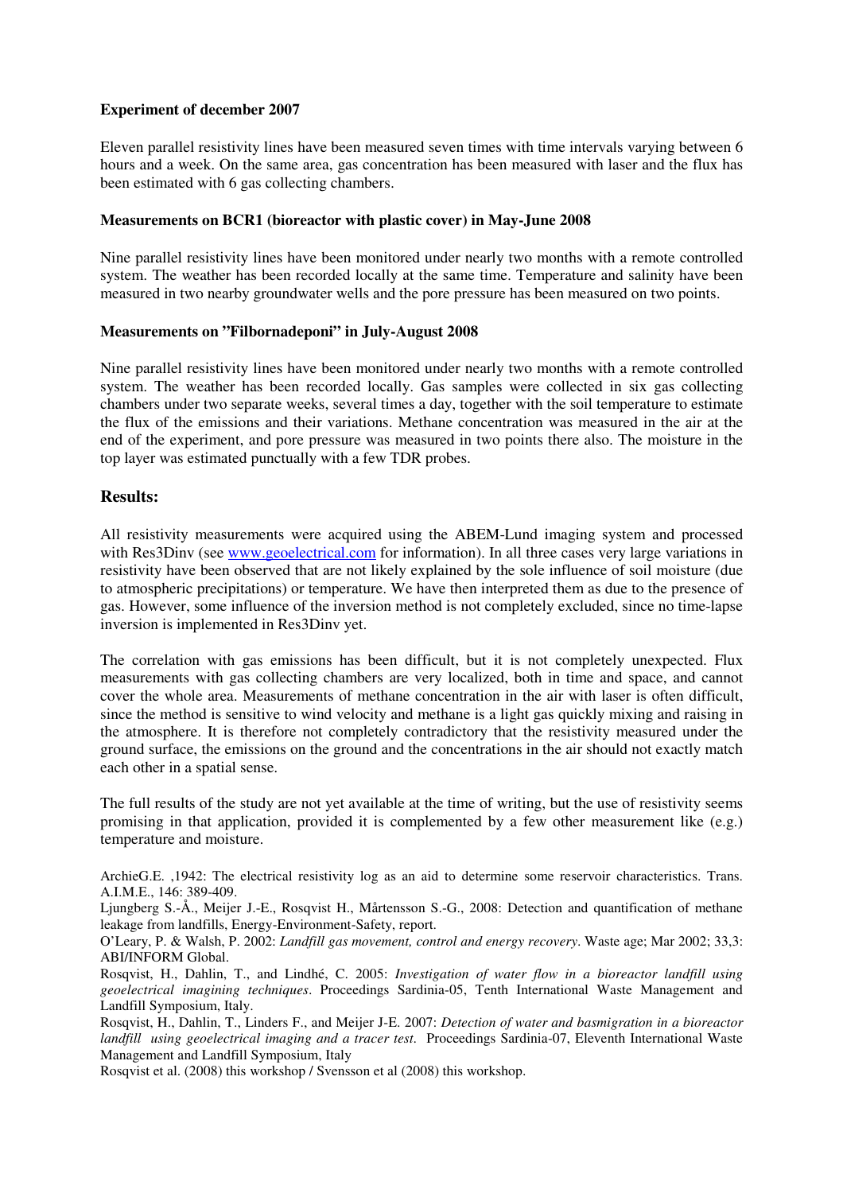**Experiment of december 2007**

Eleven parallel resistivity lines have been measured seven times with time intervals varying between 6 hours and a week. On the same area, gas concentration has been measured with laser and the flux has been estimated with 6 gas collecting chambers.

**Measurements on BCR1 (bioreactor with plastic cover) in May-June 2008**

Nine parallel resistivity lines have been monitored under nearly two months with a remote controlled system. The weather has been recorded locally at the same time. Temperature and salinity have been measured in two nearby groundwater wells and the pore pressure has been measured on two points.

**Measurements on "Filbornadeponi" in July-August 2008**

Nine parallel resistivity lines have been monitored under nearly two months with a remote controlled system. The weather has been recorded locally. Gas samples were collected in six gas collecting chambers under two separate weeks, several times a day, together with the soil temperature to estimate the flux of the emissions and their variations. Methane concentration was measured in the air at the end of the experiment, and pore pressure was measured in two points there also. The moisture in the top layer was estimated punctually with a few TDR probes.

## Results:

All resistivity measurements were acquired using the ABEM-Lund imaging system and processed with Res3Dinv (see www.geoelectrical.com for information). In all three cases very large variations in resistivity have been observed that are not likely explained by the sole influence of soil moisture (due to atmospheric precipitations) or temperature. We have then interpreted them as due to the presence of gas. However, some influence of the inversion method is not completely excluded, since no time-lapse inversion is implemented in Res3Dinv yet.

The correlation with gas emissions has been difficult, but it is not completely unexpected. Flux measurements with gas collecting chambers are very localized, both in time and space, and cannot cover the whole area. Measurements of methane concentration in the air with laser is often difficult, since the method is sensitive to wind velocity and methane is a light gas quickly mixing and raising in the atmosphere. It is therefore not completely contradictory that the resistivity measured under the ground surface, the emissions on the ground and the concentrations in the air should not exactly match each other in a spatial sense.

The full results of the study are not yet available at the time of writing, but the use of resistivity seems promising in that application, provided it is complemented by a few other measurement like (e.g.) temperature and moisture.

ArchieG.E. ,1942: The electrical resistivity log as an aid to determine some reservoir characteristics. Trans. A.I.M.E., 146: 389-409.

Ljungberg S.-Å., Meijer J.-E., Rosqvist H., Mårtensson S.-G., 2008: Detection and quantification of methane leakage from landfills, Energy-Environment-Safety, report.

O'Leary, P. & Walsh, P. 2002: *Landfill gas movement, control and energy recovery*. Waste age; Mar 2002; 33,3: ABI/INFORM Global.

Rosqvist, H., Dahlin, T., and Lindhé, C. 2005: *Investigation of water flow in a bioreactor landfill using geoelectrical imagining techniques*. Proceedings Sardinia-05, Tenth International Waste Management and Landfill Symposium, Italy.

Rosqvist, H., Dahlin, T., Linders F., and Meijer J-E. 2007: *Detection of water and basmigration in a bioreactor landfill using geoelectrical imaging and a tracer test.* Proceedings Sardinia-07, Eleventh International Waste Management and Landfill Symposium, Italy

Rosqvist et al. (2008) this workshop / Svensson et al (2008) this workshop.